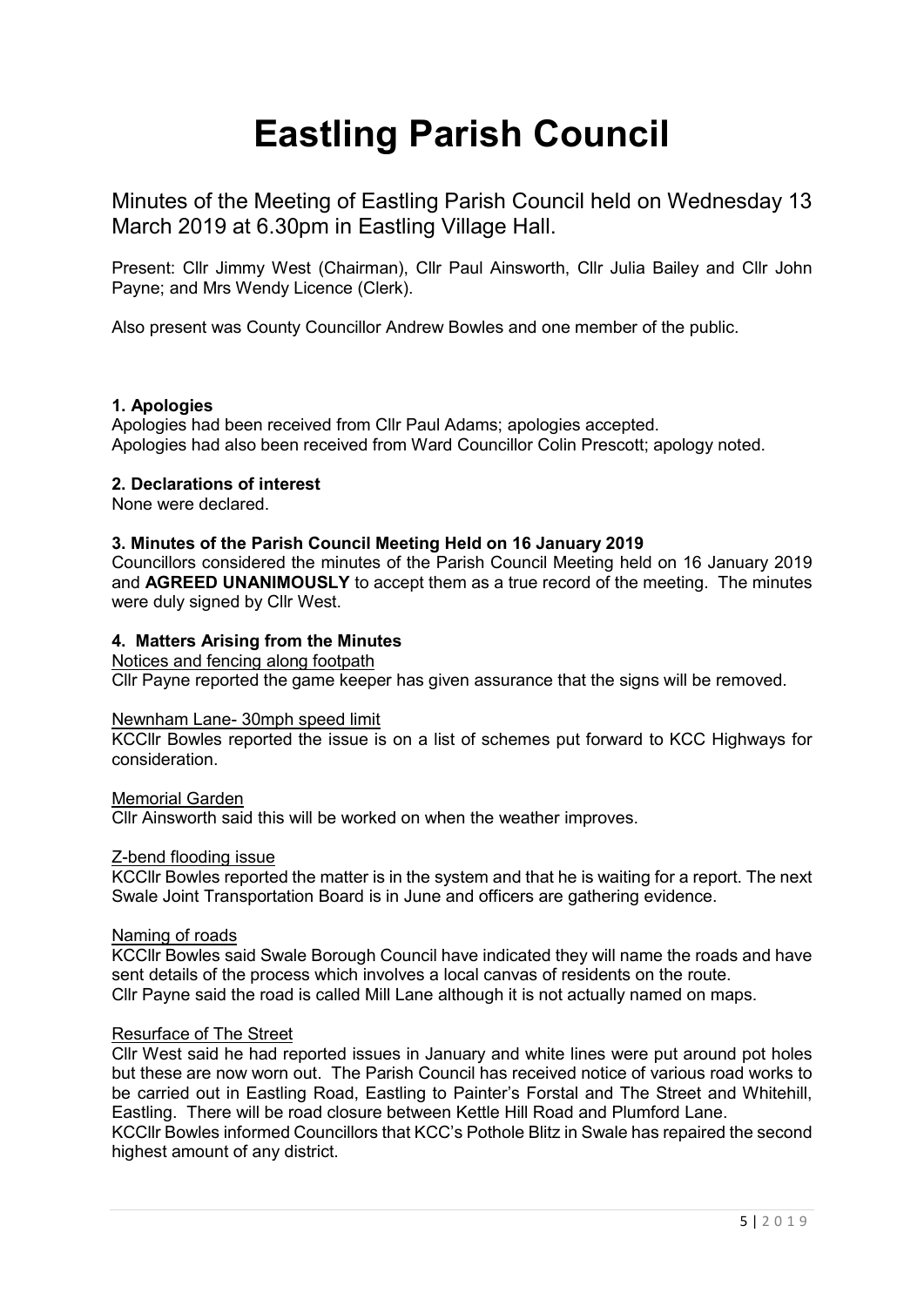# Eastling Parish Council

Minutes of the Meeting of Eastling Parish Council held on Wednesday 13 March 2019 at 6.30pm in Eastling Village Hall.

Present: Cllr Jimmy West (Chairman), Cllr Paul Ainsworth, Cllr Julia Bailey and Cllr John Payne; and Mrs Wendy Licence (Clerk).

Also present was County Councillor Andrew Bowles and one member of the public.

**1. Apologies**

Apologies had been received from Cllr Paul Adams; apologies accepted.
Apologies had also been received from Ward Councillor Colin Prescott; apology noted.

**2. Declarations of interest**

None were declared.

**3. Minutes of the Parish Council Meeting Held on 16 January 2019**

Councillors considered the minutes of the Parish Council Meeting held on 16 January 2019 and **AGREED UNANIMOUSLY** to accept them as a true record of the meeting. The minutes were duly signed by Cllr West.

**4. Matters Arising from the Minutes**

<u>Notices and fencing along footpath</u>

Cllr Payne reported the game keeper has given assurance that the signs will be removed.

<u>Newnham Lane- 30mph speed limit</u>

KCCllr Bowles reported the issue is on a list of schemes put forward to KCC Highways for consideration.

<u>Memorial Garden</u>

Cllr Ainsworth said this will be worked on when the weather improves.

<u>Z-bend flooding issue</u>

KCCllr Bowles reported the matter is in the system and that he is waiting for a report. The next Swale Joint Transportation Board is in June and officers are gathering evidence.

<u>Naming of roads</u>

KCCllr Bowles said Swale Borough Council have indicated they will name the roads and have sent details of the process which involves a local canvas of residents on the route.
Cllr Payne said the road is called Mill Lane although it is not actually named on maps.

<u>Resurface of The Street</u>

Cllr West said he had reported issues in January and white lines were put around pot holes but these are now worn out. The Parish Council has received notice of various road works to be carried out in Eastling Road, Eastling to Painter's Forstal and The Street and Whitehill, Eastling. There will be road closure between Kettle Hill Road and Plumford Lane.
KCCllr Bowles informed Councillors that KCC's Pothole Blitz in Swale has repaired the second highest amount of any district.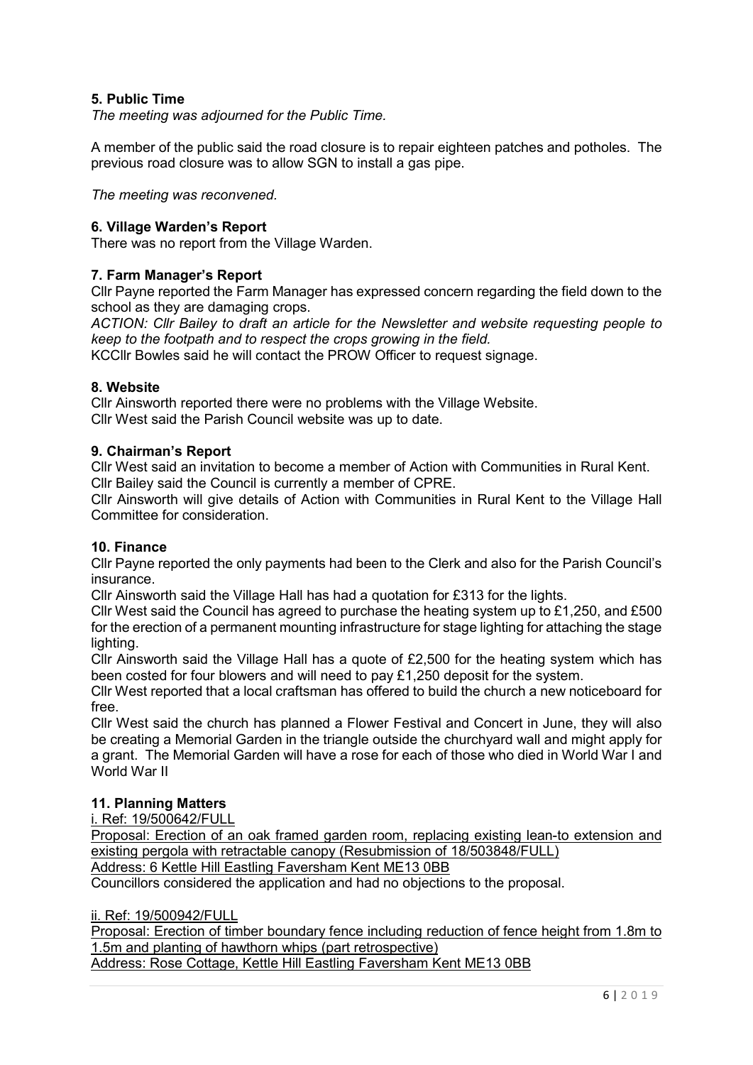**5. Public Time**

*The meeting was adjourned for the Public Time.*

A member of the public said the road closure is to repair eighteen patches and potholes. The previous road closure was to allow SGN to install a gas pipe.

*The meeting was reconvened.*

**6. Village Warden's Report**

There was no report from the Village Warden.

**7. Farm Manager's Report**

Cllr Payne reported the Farm Manager has expressed concern regarding the field down to the school as they are damaging crops.

*ACTION: Cllr Bailey to draft an article for the Newsletter and website requesting people to keep to the footpath and to respect the crops growing in the field.*

KCCllr Bowles said he will contact the PROW Officer to request signage.

**8. Website**

Cllr Ainsworth reported there were no problems with the Village Website.
Cllr West said the Parish Council website was up to date.

**9. Chairman's Report**

Cllr West said an invitation to become a member of Action with Communities in Rural Kent.
Cllr Bailey said the Council is currently a member of CPRE.

Cllr Ainsworth will give details of Action with Communities in Rural Kent to the Village Hall Committee for consideration.

**10. Finance**

Cllr Payne reported the only payments had been to the Clerk and also for the Parish Council's insurance.

Cllr Ainsworth said the Village Hall has had a quotation for £313 for the lights.

Cllr West said the Council has agreed to purchase the heating system up to £1,250, and £500 for the erection of a permanent mounting infrastructure for stage lighting for attaching the stage lighting.

Cllr Ainsworth said the Village Hall has a quote of £2,500 for the heating system which has been costed for four blowers and will need to pay £1,250 deposit for the system.

Cllr West reported that a local craftsman has offered to build the church a new noticeboard for free.

Cllr West said the church has planned a Flower Festival and Concert in June, they will also be creating a Memorial Garden in the triangle outside the churchyard wall and might apply for a grant. The Memorial Garden will have a rose for each of those who died in World War I and World War II

**11. Planning Matters**

<u>i. Ref: 19/500642/FULL</u>

<u>Proposal: Erection of an oak framed garden room, replacing existing lean-to extension and existing pergola with retractable canopy (Resubmission of 18/503848/FULL)</u>

<u>Address: 6 Kettle Hill Eastling Faversham Kent ME13 0BB</u>

Councillors considered the application and had no objections to the proposal.

<u>ii. Ref: 19/500942/FULL</u>

<u>Proposal: Erection of timber boundary fence including reduction of fence height from 1.8m to 1.5m and planting of hawthorn whips (part retrospective)</u>

<u>Address: Rose Cottage, Kettle Hill Eastling Faversham Kent ME13 0BB</u>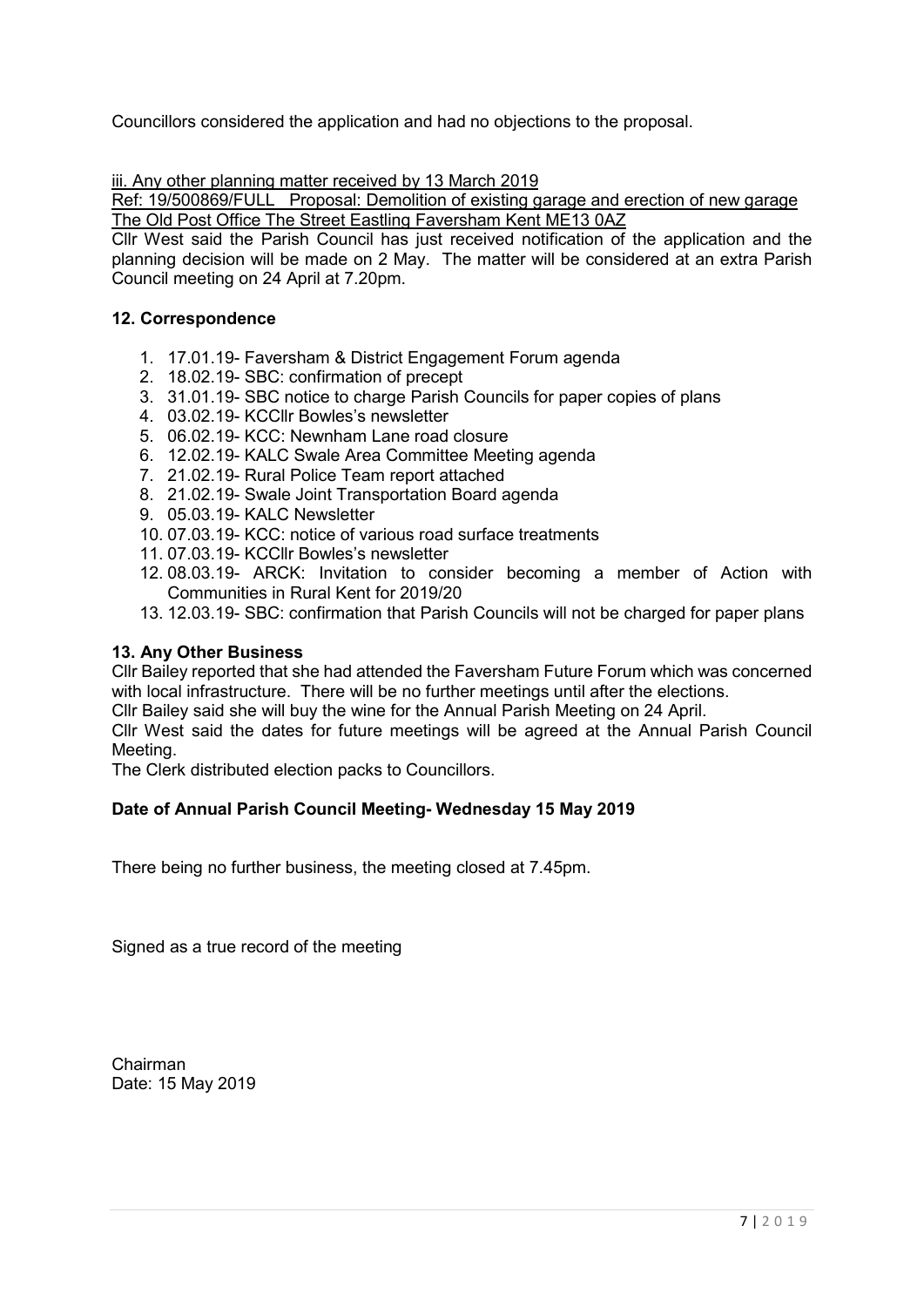Councillors considered the application and had no objections to the proposal.

iii. Any other planning matter received by 13 March 2019

Ref: 19/500869/FULL Proposal: Demolition of existing garage and erection of new garage The Old Post Office The Street Eastling Faversham Kent ME13 0AZ

Cllr West said the Parish Council has just received notification of the application and the planning decision will be made on 2 May. The matter will be considered at an extra Parish Council meeting on 24 April at 7.20pm.

**12. Correspondence**

1. 17.01.19- Faversham & District Engagement Forum agenda
2. 18.02.19- SBC: confirmation of precept
3. 31.01.19- SBC notice to charge Parish Councils for paper copies of plans
4. 03.02.19- KCCllr Bowles's newsletter
5. 06.02.19- KCC: Newnham Lane road closure
6. 12.02.19- KALC Swale Area Committee Meeting agenda
7. 21.02.19- Rural Police Team report attached
8. 21.02.19- Swale Joint Transportation Board agenda
9. 05.03.19- KALC Newsletter
10. 07.03.19- KCC: notice of various road surface treatments
11. 07.03.19- KCCllr Bowles's newsletter
12. 08.03.19- ARCK: Invitation to consider becoming a member of Action with Communities in Rural Kent for 2019/20
13. 12.03.19- SBC: confirmation that Parish Councils will not be charged for paper plans

**13. Any Other Business**

Cllr Bailey reported that she had attended the Faversham Future Forum which was concerned with local infrastructure. There will be no further meetings until after the elections.

Cllr Bailey said she will buy the wine for the Annual Parish Meeting on 24 April.

Cllr West said the dates for future meetings will be agreed at the Annual Parish Council Meeting.

The Clerk distributed election packs to Councillors.

**Date of Annual Parish Council Meeting- Wednesday 15 May 2019**

There being no further business, the meeting closed at 7.45pm.

Signed as a true record of the meeting

Chairman
Date: 15 May 2019